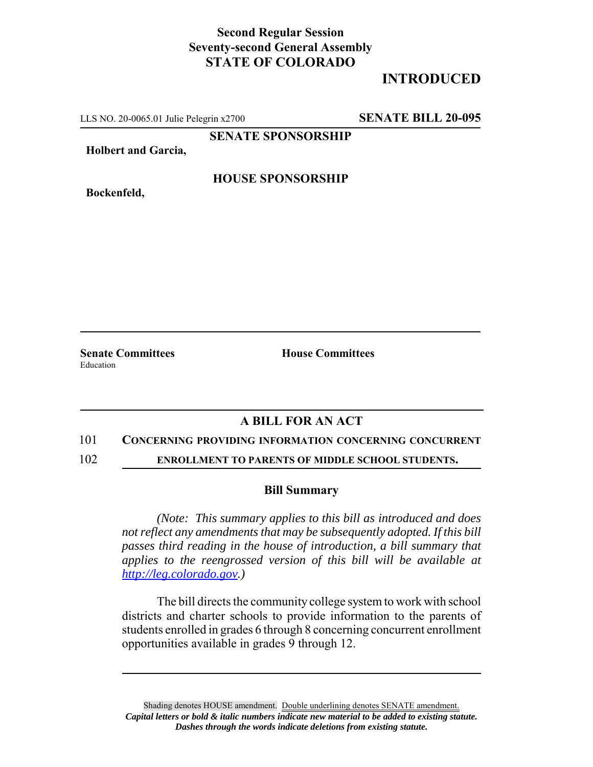**Second Regular Session**
**Seventy-second General Assembly**
**STATE OF COLORADO**

# INTRODUCED

LLS NO. 20-0065.01 Julie Pelegrin x2700 **SENATE BILL 20-095**

**SENATE SPONSORSHIP**

**Holbert and Garcia,**

**HOUSE SPONSORSHIP**

**Bockenfeld,**

**Senate Committees**
Education

**House Committees**

## A BILL FOR AN ACT

101 **CONCERNING PROVIDING INFORMATION CONCERNING CONCURRENT**
102 **ENROLLMENT TO PARENTS OF MIDDLE SCHOOL STUDENTS.**

### Bill Summary

*(Note: This summary applies to this bill as introduced and does not reflect any amendments that may be subsequently adopted. If this bill passes third reading in the house of introduction, a bill summary that applies to the reengrossed version of this bill will be available at http://leg.colorado.gov.)*

The bill directs the community college system to work with school districts and charter schools to provide information to the parents of students enrolled in grades 6 through 8 concerning concurrent enrollment opportunities available in grades 9 through 12.

Shading denotes HOUSE amendment. Double underlining denotes SENATE amendment.
***Capital letters or bold & italic numbers indicate new material to be added to existing statute.***
***Dashes through the words indicate deletions from existing statute.***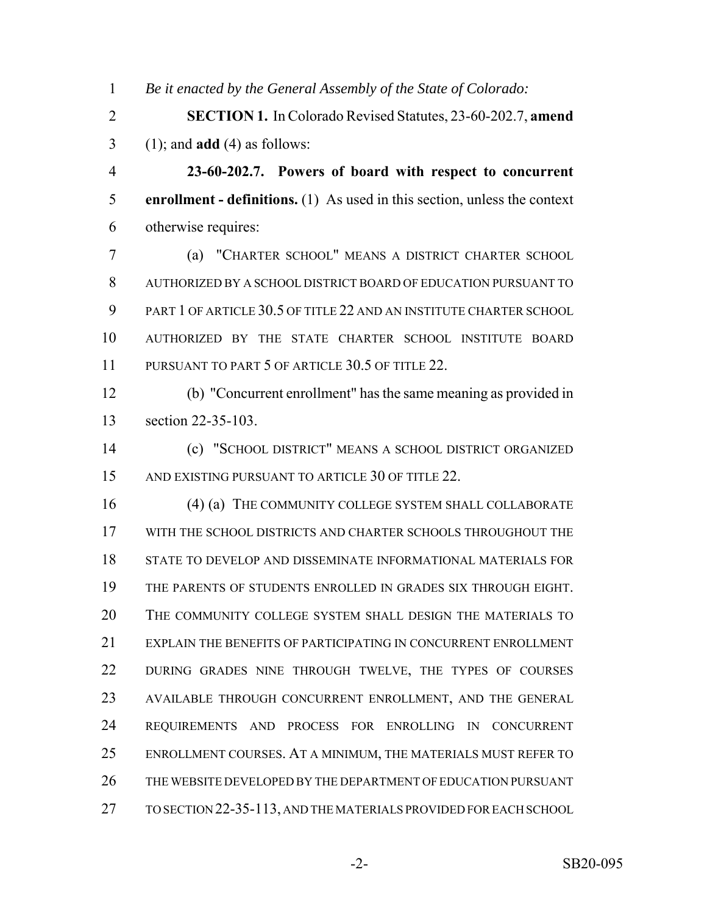*Be it enacted by the General Assembly of the State of Colorado:*

**SECTION 1.** In Colorado Revised Statutes, 23-60-202.7, **amend** (1); and **add** (4) as follows:

**23-60-202.7. Powers of board with respect to concurrent enrollment - definitions.** (1) As used in this section, unless the context otherwise requires:

(a) "CHARTER SCHOOL" MEANS A DISTRICT CHARTER SCHOOL AUTHORIZED BY A SCHOOL DISTRICT BOARD OF EDUCATION PURSUANT TO PART 1 OF ARTICLE 30.5 OF TITLE 22 AND AN INSTITUTE CHARTER SCHOOL AUTHORIZED BY THE STATE CHARTER SCHOOL INSTITUTE BOARD PURSUANT TO PART 5 OF ARTICLE 30.5 OF TITLE 22.

(b) "Concurrent enrollment" has the same meaning as provided in section 22-35-103.

(c) "SCHOOL DISTRICT" MEANS A SCHOOL DISTRICT ORGANIZED AND EXISTING PURSUANT TO ARTICLE 30 OF TITLE 22.

(4) (a) THE COMMUNITY COLLEGE SYSTEM SHALL COLLABORATE WITH THE SCHOOL DISTRICTS AND CHARTER SCHOOLS THROUGHOUT THE STATE TO DEVELOP AND DISSEMINATE INFORMATIONAL MATERIALS FOR THE PARENTS OF STUDENTS ENROLLED IN GRADES SIX THROUGH EIGHT. THE COMMUNITY COLLEGE SYSTEM SHALL DESIGN THE MATERIALS TO EXPLAIN THE BENEFITS OF PARTICIPATING IN CONCURRENT ENROLLMENT DURING GRADES NINE THROUGH TWELVE, THE TYPES OF COURSES AVAILABLE THROUGH CONCURRENT ENROLLMENT, AND THE GENERAL REQUIREMENTS AND PROCESS FOR ENROLLING IN CONCURRENT ENROLLMENT COURSES. AT A MINIMUM, THE MATERIALS MUST REFER TO THE WEBSITE DEVELOPED BY THE DEPARTMENT OF EDUCATION PURSUANT TO SECTION 22-35-113, AND THE MATERIALS PROVIDED FOR EACH SCHOOL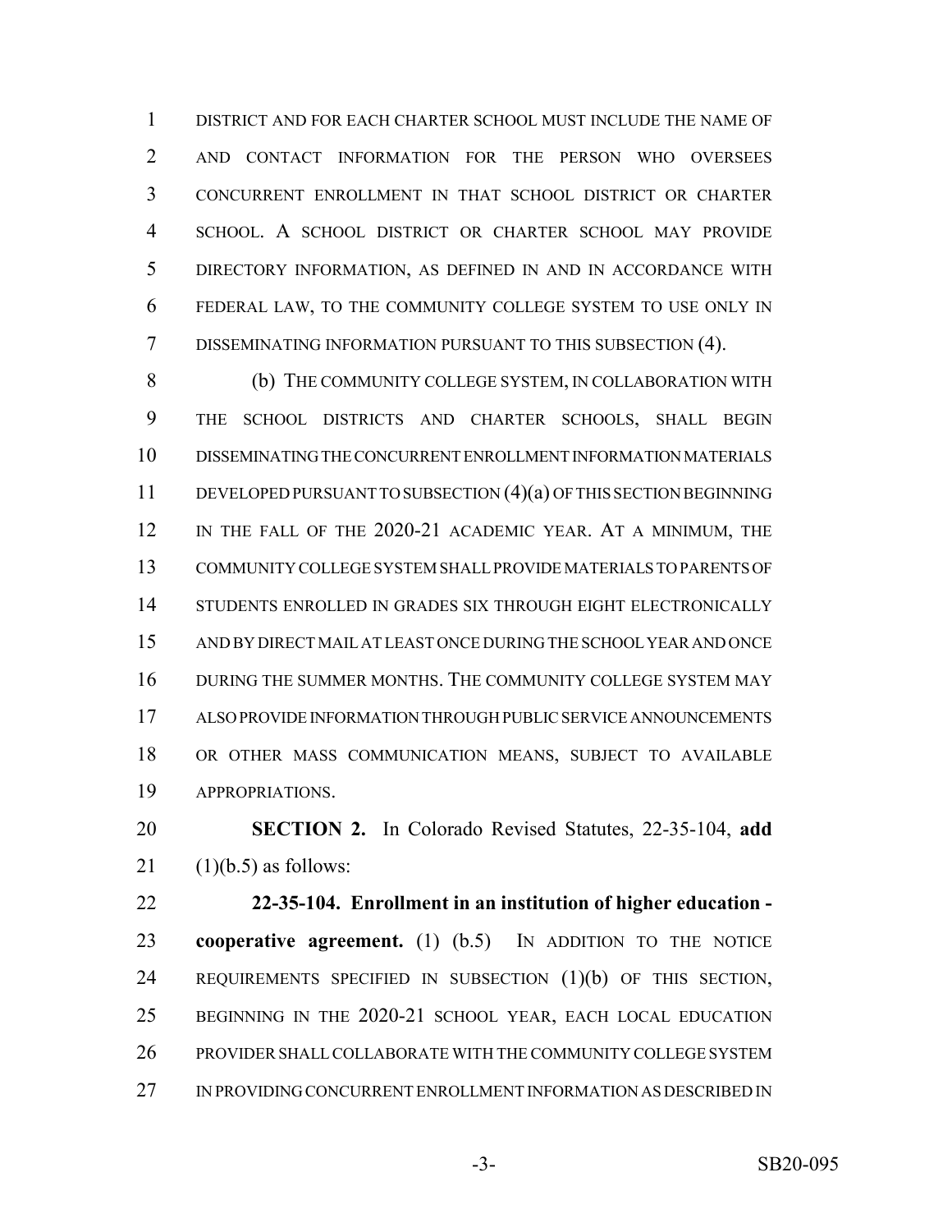DISTRICT AND FOR EACH CHARTER SCHOOL MUST INCLUDE THE NAME OF AND CONTACT INFORMATION FOR THE PERSON WHO OVERSEES CONCURRENT ENROLLMENT IN THAT SCHOOL DISTRICT OR CHARTER SCHOOL. A SCHOOL DISTRICT OR CHARTER SCHOOL MAY PROVIDE DIRECTORY INFORMATION, AS DEFINED IN AND IN ACCORDANCE WITH FEDERAL LAW, TO THE COMMUNITY COLLEGE SYSTEM TO USE ONLY IN DISSEMINATING INFORMATION PURSUANT TO THIS SUBSECTION (4).

(b) THE COMMUNITY COLLEGE SYSTEM, IN COLLABORATION WITH THE SCHOOL DISTRICTS AND CHARTER SCHOOLS, SHALL BEGIN DISSEMINATING THE CONCURRENT ENROLLMENT INFORMATION MATERIALS DEVELOPED PURSUANT TO SUBSECTION (4)(a) OF THIS SECTION BEGINNING IN THE FALL OF THE 2020-21 ACADEMIC YEAR. AT A MINIMUM, THE COMMUNITY COLLEGE SYSTEM SHALL PROVIDE MATERIALS TO PARENTS OF STUDENTS ENROLLED IN GRADES SIX THROUGH EIGHT ELECTRONICALLY AND BY DIRECT MAIL AT LEAST ONCE DURING THE SCHOOL YEAR AND ONCE DURING THE SUMMER MONTHS. THE COMMUNITY COLLEGE SYSTEM MAY ALSO PROVIDE INFORMATION THROUGH PUBLIC SERVICE ANNOUNCEMENTS OR OTHER MASS COMMUNICATION MEANS, SUBJECT TO AVAILABLE APPROPRIATIONS.

**SECTION 2.** In Colorado Revised Statutes, 22-35-104, **add** (1)(b.5) as follows:

**22-35-104. Enrollment in an institution of higher education - cooperative agreement.** (1) (b.5) IN ADDITION TO THE NOTICE REQUIREMENTS SPECIFIED IN SUBSECTION (1)(b) OF THIS SECTION, BEGINNING IN THE 2020-21 SCHOOL YEAR, EACH LOCAL EDUCATION PROVIDER SHALL COLLABORATE WITH THE COMMUNITY COLLEGE SYSTEM IN PROVIDING CONCURRENT ENROLLMENT INFORMATION AS DESCRIBED IN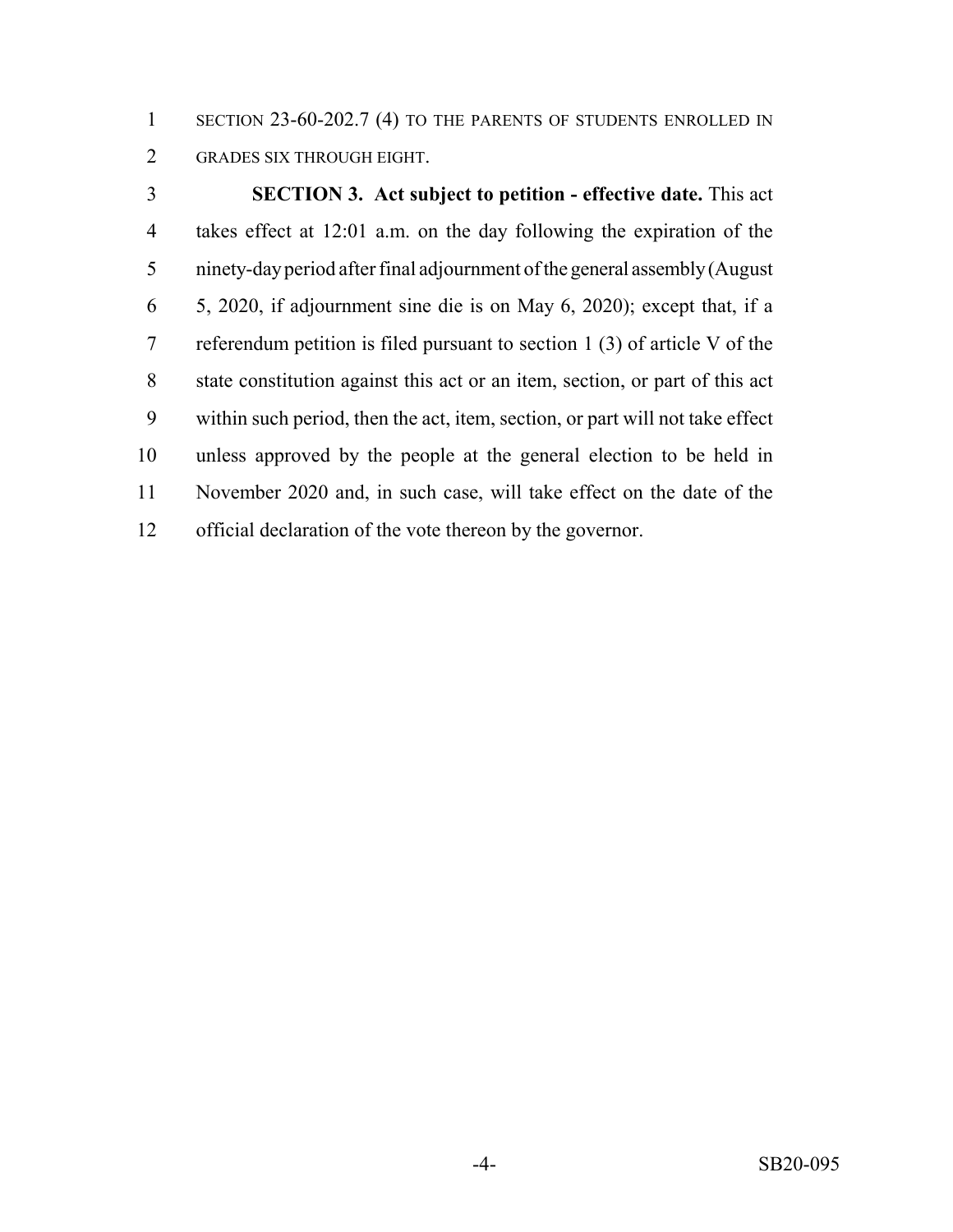SECTION 23-60-202.7 (4) TO THE PARENTS OF STUDENTS ENROLLED IN GRADES SIX THROUGH EIGHT.

**SECTION 3. Act subject to petition - effective date.** This act takes effect at 12:01 a.m. on the day following the expiration of the ninety-day period after final adjournment of the general assembly (August 5, 2020, if adjournment sine die is on May 6, 2020); except that, if a referendum petition is filed pursuant to section 1 (3) of article V of the state constitution against this act or an item, section, or part of this act within such period, then the act, item, section, or part will not take effect unless approved by the people at the general election to be held in November 2020 and, in such case, will take effect on the date of the official declaration of the vote thereon by the governor.